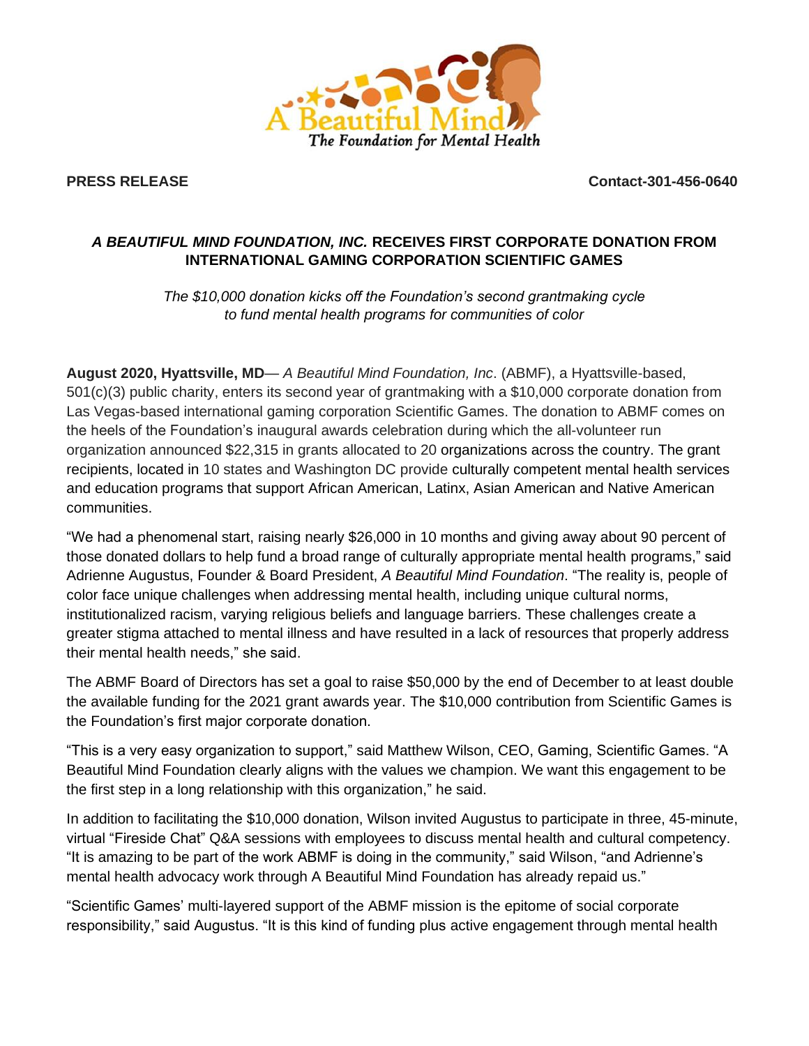A Beautiful Mind
The Foundation for Mental Health

**PRESS RELEASE** **Contact-301-456-0640**

## ***A BEAUTIFUL MIND FOUNDATION, INC.*** RECEIVES FIRST CORPORATE DONATION FROM INTERNATIONAL GAMING CORPORATION SCIENTIFIC GAMES

*The $10,000 donation kicks off the Foundation's second grantmaking cycle to fund mental health programs for communities of color*

**August 2020, Hyattsville, MD**— *A Beautiful Mind Foundation, Inc*. (ABMF), a Hyattsville-based, 501(c)(3) public charity, enters its second year of grantmaking with a $10,000 corporate donation from Las Vegas-based international gaming corporation Scientific Games. The donation to ABMF comes on the heels of the Foundation's inaugural awards celebration during which the all-volunteer run organization announced $22,315 in grants allocated to 20 organizations across the country. The grant recipients, located in 10 states and Washington DC provide culturally competent mental health services and education programs that support African American, Latinx, Asian American and Native American communities.

"We had a phenomenal start, raising nearly $26,000 in 10 months and giving away about 90 percent of those donated dollars to help fund a broad range of culturally appropriate mental health programs," said Adrienne Augustus, Founder & Board President, *A Beautiful Mind Foundation*. "The reality is, people of color face unique challenges when addressing mental health, including unique cultural norms, institutionalized racism, varying religious beliefs and language barriers. These challenges create a greater stigma attached to mental illness and have resulted in a lack of resources that properly address their mental health needs," she said.

The ABMF Board of Directors has set a goal to raise $50,000 by the end of December to at least double the available funding for the 2021 grant awards year. The $10,000 contribution from Scientific Games is the Foundation's first major corporate donation.

"This is a very easy organization to support," said Matthew Wilson, CEO, Gaming, Scientific Games. "A Beautiful Mind Foundation clearly aligns with the values we champion. We want this engagement to be the first step in a long relationship with this organization," he said.

In addition to facilitating the $10,000 donation, Wilson invited Augustus to participate in three, 45-minute, virtual "Fireside Chat" Q&A sessions with employees to discuss mental health and cultural competency. "It is amazing to be part of the work ABMF is doing in the community," said Wilson, "and Adrienne's mental health advocacy work through A Beautiful Mind Foundation has already repaid us."

"Scientific Games' multi-layered support of the ABMF mission is the epitome of social corporate responsibility," said Augustus. "It is this kind of funding plus active engagement through mental health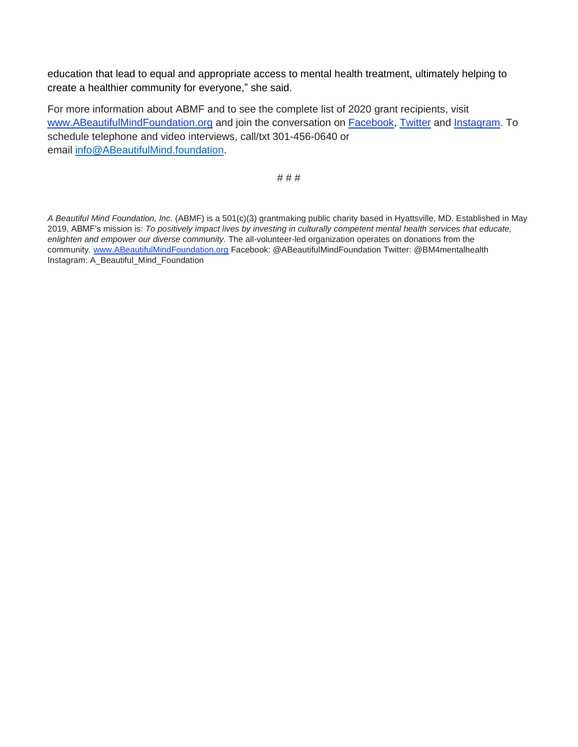education that lead to equal and appropriate access to mental health treatment, ultimately helping to create a healthier community for everyone," she said.

For more information about ABMF and to see the complete list of 2020 grant recipients, visit www.ABeautifulMindFoundation.org and join the conversation on Facebook, Twitter and Instagram. To schedule telephone and video interviews, call/txt 301-456-0640 or email info@ABeautifulMind.foundation.

# # #

*A Beautiful Mind Foundation, Inc.* (ABMF) is a 501(c)(3) grantmaking public charity based in Hyattsville, MD. Established in May 2019, ABMF's mission is: *To positively impact lives by investing in culturally competent mental health services that educate, enlighten and empower our diverse community.* The all-volunteer-led organization operates on donations from the community. www.ABeautifulMindFoundation.org Facebook: @ABeautifulMindFoundation Twitter: @BM4mentalhealth Instagram: A_Beautiful_Mind_Foundation